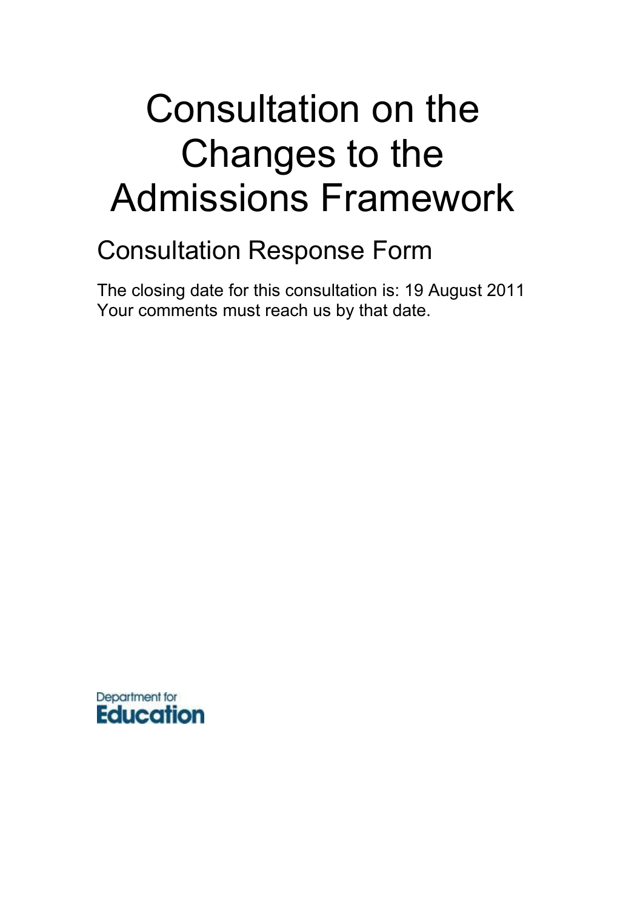# Consultation on the Changes to the Admissions Framework

## Consultation Response Form

The closing date for this consultation is: 19 August 2011
Your comments must reach us by that date.

Department for
**Education**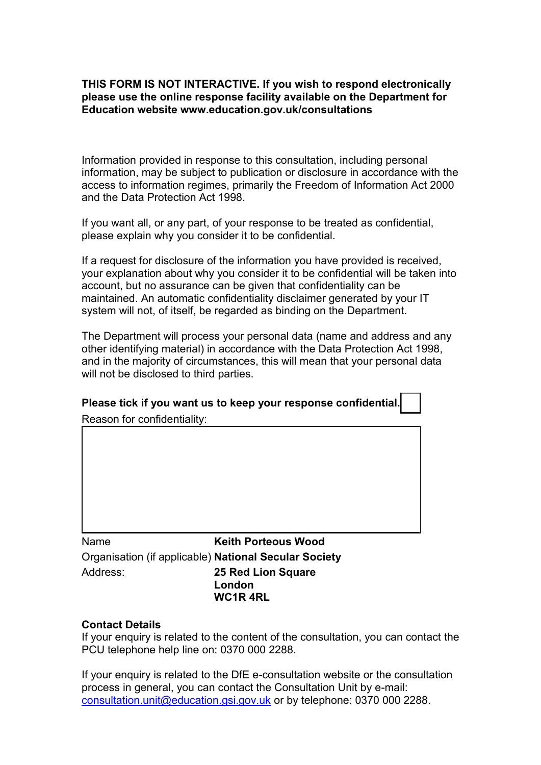**THIS FORM IS NOT INTERACTIVE. If you wish to respond electronically please use the online response facility available on the Department for Education website www.education.gov.uk/consultations**

Information provided in response to this consultation, including personal information, may be subject to publication or disclosure in accordance with the access to information regimes, primarily the Freedom of Information Act 2000 and the Data Protection Act 1998.

If you want all, or any part, of your response to be treated as confidential, please explain why you consider it to be confidential.

If a request for disclosure of the information you have provided is received, your explanation about why you consider it to be confidential will be taken into account, but no assurance can be given that confidentiality can be maintained. An automatic confidentiality disclaimer generated by your IT system will not, of itself, be regarded as binding on the Department.

The Department will process your personal data (name and address and any other identifying material) in accordance with the Data Protection Act 1998, and in the majority of circumstances, this will mean that your personal data will not be disclosed to third parties.

**Please tick if you want us to keep your response confidential.** ☐

Reason for confidentiality:

| |
|---|
| |

| | |
|---|---|
| Name | **Keith Porteous Wood** |
| Organisation (if applicable) | **National Secular Society** |
| Address: | **25 Red Lion Square London WC1R 4RL** |

**Contact Details**

If your enquiry is related to the content of the consultation, you can contact the PCU telephone help line on: 0370 000 2288.

If your enquiry is related to the DfE e-consultation website or the consultation process in general, you can contact the Consultation Unit by e-mail: consultation.unit@education.gsi.gov.uk or by telephone: 0370 000 2288.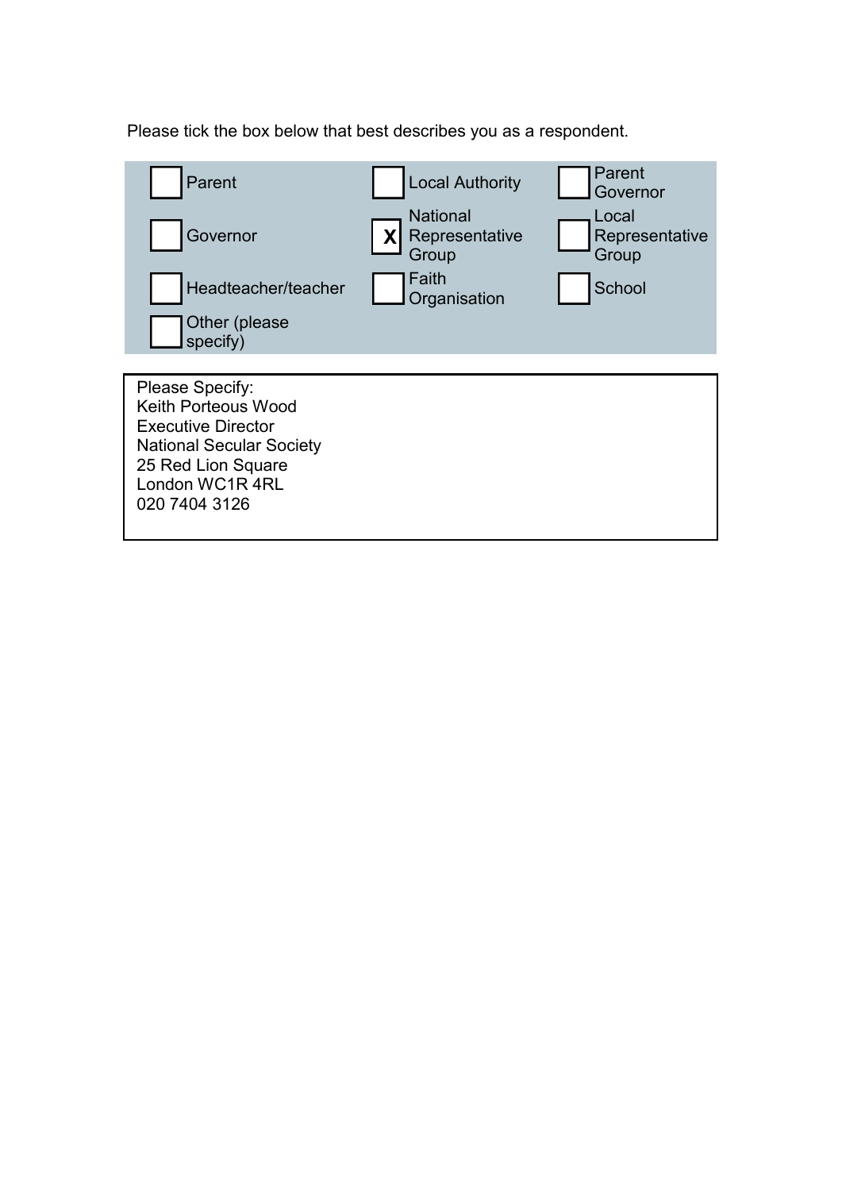Please tick the box below that best describes you as a respondent.

| | | |
|---|---|---|
| [ ] Parent | [ ] Local Authority | [ ] Parent Governor |
| [ ] Governor | [X] National Representative Group | [ ] Local Representative Group |
| [ ] Headteacher/teacher | [ ] Faith Organisation | [ ] School |
| [ ] Other (please specify) | | |

Please Specify:
Keith Porteous Wood
Executive Director
National Secular Society
25 Red Lion Square
London WC1R 4RL
020 7404 3126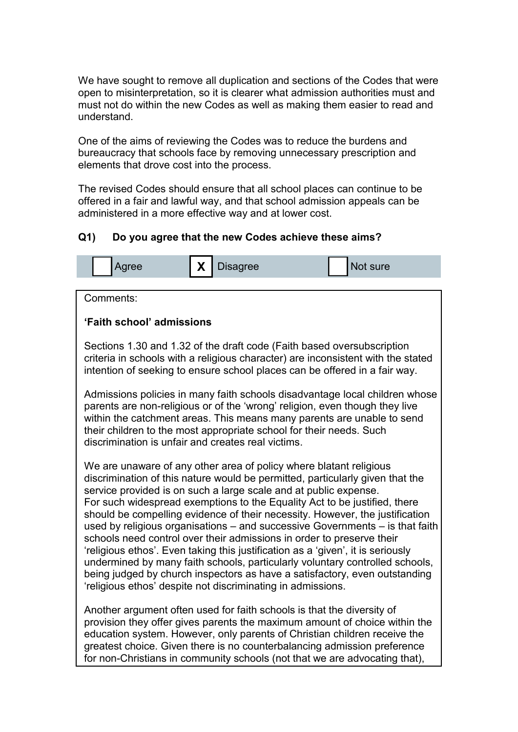We have sought to remove all duplication and sections of the Codes that were open to misinterpretation, so it is clearer what admission authorities must and must not do within the new Codes as well as making them easier to read and understand.

One of the aims of reviewing the Codes was to reduce the burdens and bureaucracy that schools face by removing unnecessary prescription and elements that drove cost into the process.

The revised Codes should ensure that all school places can continue to be offered in a fair and lawful way, and that school admission appeals can be administered in a more effective way and at lower cost.

**Q1) Do you agree that the new Codes achieve these aims?**

| | Agree | X | Disagree | | Not sure |
|---|---|---|---|---|---|

Comments:

**'Faith school' admissions**

Sections 1.30 and 1.32 of the draft code (Faith based oversubscription criteria in schools with a religious character) are inconsistent with the stated intention of seeking to ensure school places can be offered in a fair way.

Admissions policies in many faith schools disadvantage local children whose parents are non-religious or of the 'wrong' religion, even though they live within the catchment areas. This means many parents are unable to send their children to the most appropriate school for their needs. Such discrimination is unfair and creates real victims.

We are unaware of any other area of policy where blatant religious discrimination of this nature would be permitted, particularly given that the service provided is on such a large scale and at public expense.
For such widespread exemptions to the Equality Act to be justified, there should be compelling evidence of their necessity. However, the justification used by religious organisations – and successive Governments – is that faith schools need control over their admissions in order to preserve their 'religious ethos'. Even taking this justification as a 'given', it is seriously undermined by many faith schools, particularly voluntary controlled schools, being judged by church inspectors as have a satisfactory, even outstanding 'religious ethos' despite not discriminating in admissions.

Another argument often used for faith schools is that the diversity of provision they offer gives parents the maximum amount of choice within the education system. However, only parents of Christian children receive the greatest choice. Given there is no counterbalancing admission preference for non-Christians in community schools (not that we are advocating that),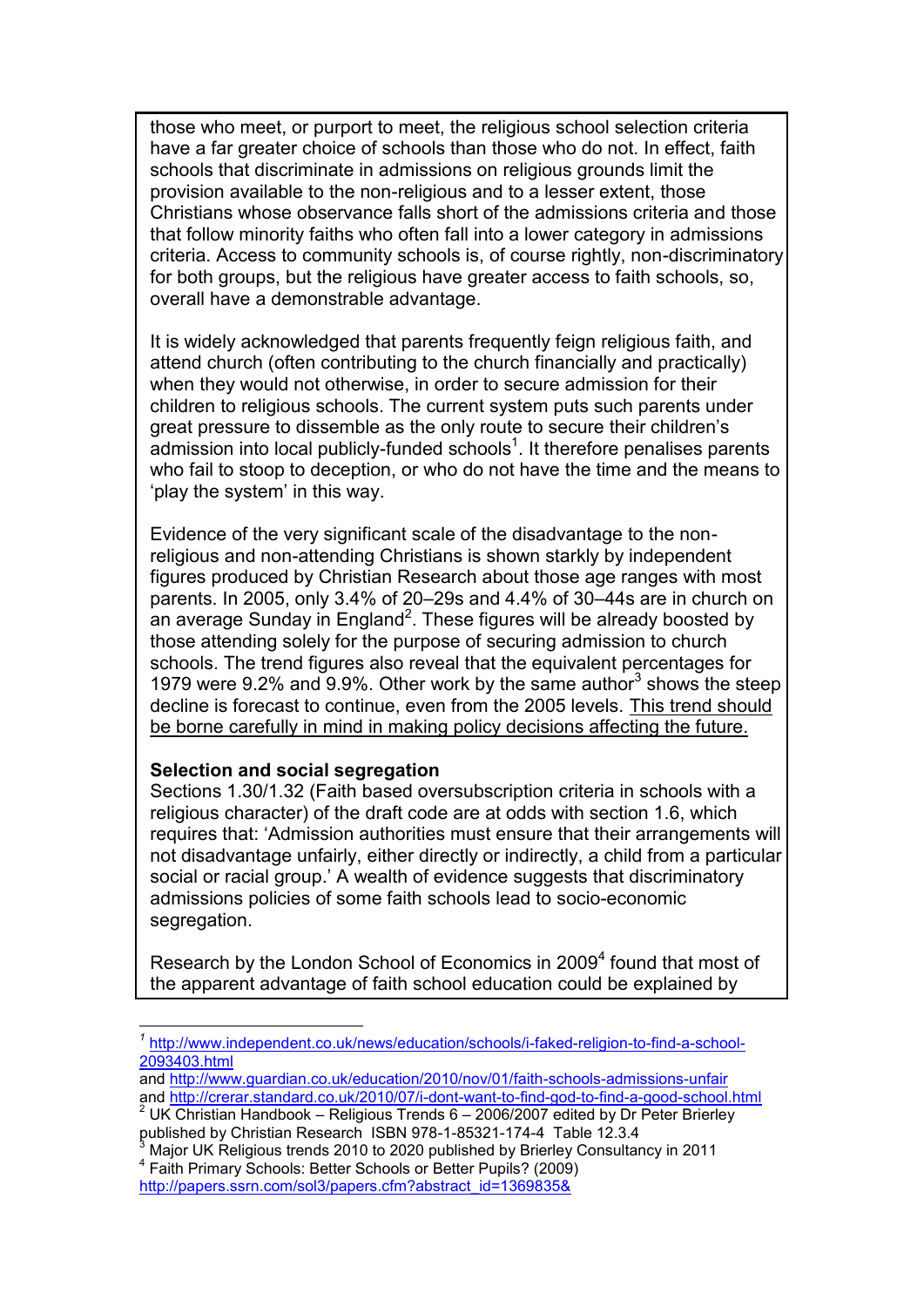those who meet, or purport to meet, the religious school selection criteria have a far greater choice of schools than those who do not. In effect, faith schools that discriminate in admissions on religious grounds limit the provision available to the non-religious and to a lesser extent, those Christians whose observance falls short of the admissions criteria and those that follow minority faiths who often fall into a lower category in admissions criteria. Access to community schools is, of course rightly, non-discriminatory for both groups, but the religious have greater access to faith schools, so, overall have a demonstrable advantage.

It is widely acknowledged that parents frequently feign religious faith, and attend church (often contributing to the church financially and practically) when they would not otherwise, in order to secure admission for their children to religious schools. The current system puts such parents under great pressure to dissemble as the only route to secure their children's admission into local publicly-funded schools[1]. It therefore penalises parents who fail to stoop to deception, or who do not have the time and the means to 'play the system' in this way.

Evidence of the very significant scale of the disadvantage to the non-religious and non-attending Christians is shown starkly by independent figures produced by Christian Research about those age ranges with most parents. In 2005, only 3.4% of 20–29s and 4.4% of 30–44s are in church on an average Sunday in England[2]. These figures will be already boosted by those attending solely for the purpose of securing admission to church schools. The trend figures also reveal that the equivalent percentages for 1979 were 9.2% and 9.9%. Other work by the same author[3] shows the steep decline is forecast to continue, even from the 2005 levels. <u>This trend should be borne carefully in mind in making policy decisions affecting the future.</u>

**Selection and social segregation**

Sections 1.30/1.32 (Faith based oversubscription criteria in schools with a religious character) of the draft code are at odds with section 1.6, which requires that: 'Admission authorities must ensure that their arrangements will not disadvantage unfairly, either directly or indirectly, a child from a particular social or racial group.' A wealth of evidence suggests that discriminatory admissions policies of some faith schools lead to socio-economic segregation.

Research by the London School of Economics in 2009[4] found that most of the apparent advantage of faith school education could be explained by

---

[1] http://www.independent.co.uk/news/education/schools/i-faked-religion-to-find-a-school-2093403.html and http://www.guardian.co.uk/education/2010/nov/01/faith-schools-admissions-unfair and http://crerar.standard.co.uk/2010/07/i-dont-want-to-find-god-to-find-a-good-school.html

[2] UK Christian Handbook – Religious Trends 6 – 2006/2007 edited by Dr Peter Brierley published by Christian Research ISBN 978-1-85321-174-4 Table 12.3.4

[3] Major UK Religious trends 2010 to 2020 published by Brierley Consultancy in 2011

[4] Faith Primary Schools: Better Schools or Better Pupils? (2009) http://papers.ssrn.com/sol3/papers.cfm?abstract_id=1369835&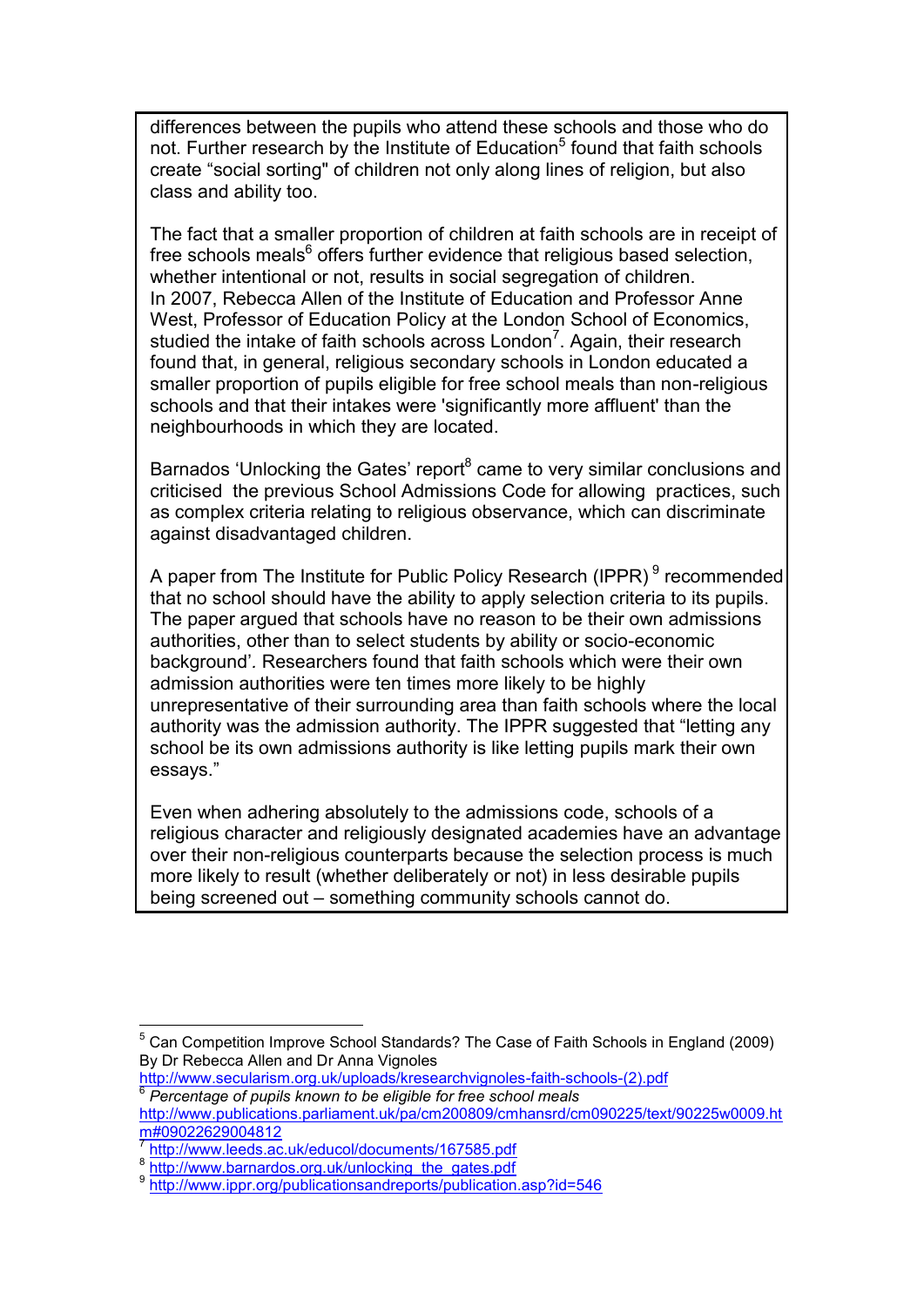differences between the pupils who attend these schools and those who do not. Further research by the Institute of Education[5] found that faith schools create "social sorting" of children not only along lines of religion, but also class and ability too.

The fact that a smaller proportion of children at faith schools are in receipt of free schools meals[6] offers further evidence that religious based selection, whether intentional or not, results in social segregation of children. In 2007, Rebecca Allen of the Institute of Education and Professor Anne West, Professor of Education Policy at the London School of Economics, studied the intake of faith schools across London[7]. Again, their research found that, in general, religious secondary schools in London educated a smaller proportion of pupils eligible for free school meals than non-religious schools and that their intakes were 'significantly more affluent' than the neighbourhoods in which they are located.

Barnados 'Unlocking the Gates' report[8] came to very similar conclusions and criticised the previous School Admissions Code for allowing practices, such as complex criteria relating to religious observance, which can discriminate against disadvantaged children.

A paper from The Institute for Public Policy Research (IPPR)[9] recommended that no school should have the ability to apply selection criteria to its pupils. The paper argued that schools have no reason to be their own admissions authorities, other than to select students by ability or socio-economic background'. Researchers found that faith schools which were their own admission authorities were ten times more likely to be highly unrepresentative of their surrounding area than faith schools where the local authority was the admission authority. The IPPR suggested that "letting any school be its own admissions authority is like letting pupils mark their own essays."

Even when adhering absolutely to the admissions code, schools of a religious character and religiously designated academies have an advantage over their non-religious counterparts because the selection process is much more likely to result (whether deliberately or not) in less desirable pupils being screened out – something community schools cannot do.

---

[5] Can Competition Improve School Standards? The Case of Faith Schools in England (2009) By Dr Rebecca Allen and Dr Anna Vignoles http://www.secularism.org.uk/uploads/kresearchvignoles-faith-schools-(2).pdf

[6] *Percentage of pupils known to be eligible for free school meals* http://www.publications.parliament.uk/pa/cm200809/cmhansrd/cm090225/text/90225w0009.htm#09022629004812

[7] http://www.leeds.ac.uk/educol/documents/167585.pdf

[8] http://www.barnardos.org.uk/unlocking_the_gates.pdf

[9] http://www.ippr.org/publicationsandreports/publication.asp?id=546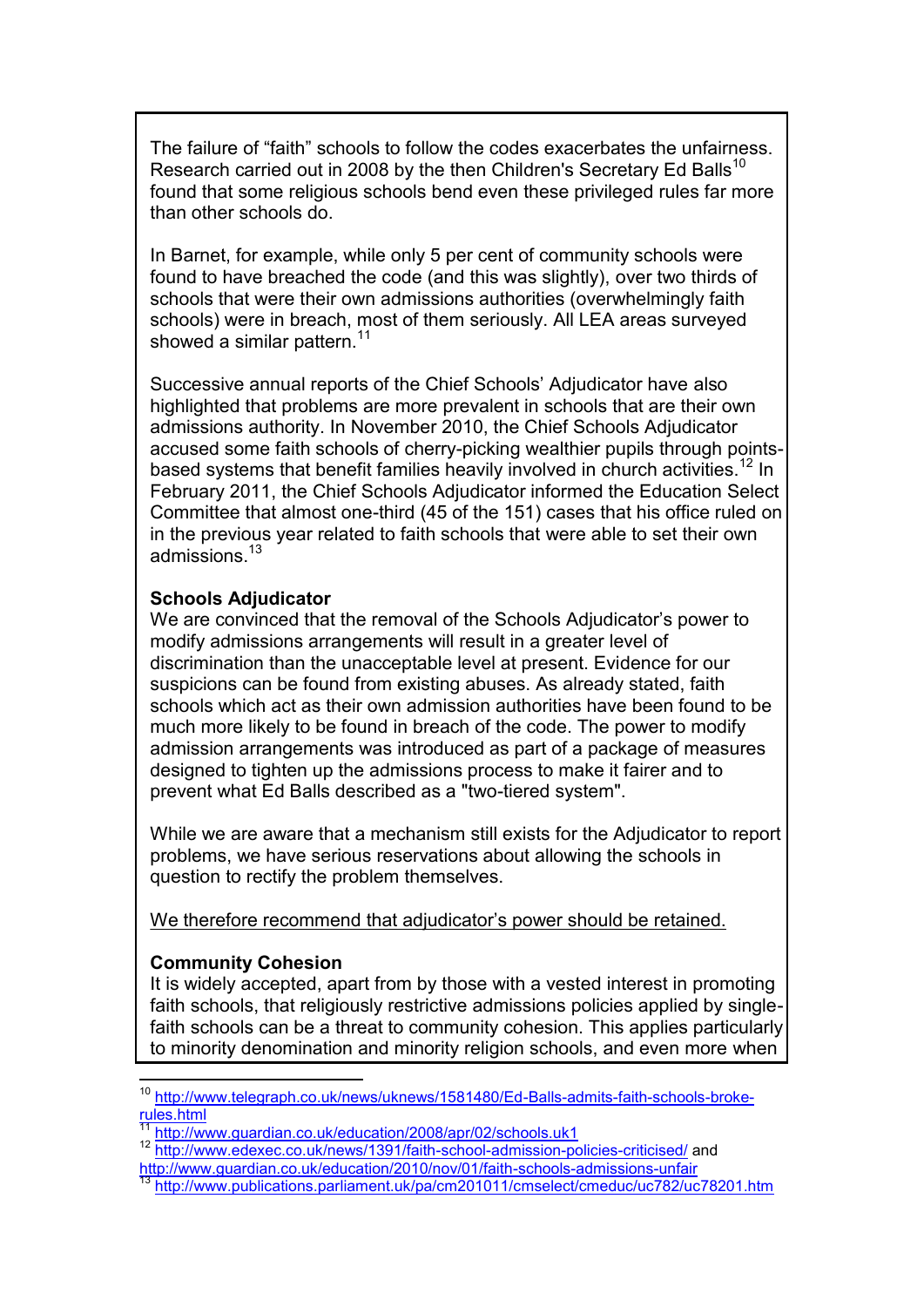The failure of "faith" schools to follow the codes exacerbates the unfairness. Research carried out in 2008 by the then Children's Secretary Ed Balls[10] found that some religious schools bend even these privileged rules far more than other schools do.

In Barnet, for example, while only 5 per cent of community schools were found to have breached the code (and this was slightly), over two thirds of schools that were their own admissions authorities (overwhelmingly faith schools) were in breach, most of them seriously. All LEA areas surveyed showed a similar pattern.[11]

Successive annual reports of the Chief Schools' Adjudicator have also highlighted that problems are more prevalent in schools that are their own admissions authority. In November 2010, the Chief Schools Adjudicator accused some faith schools of cherry-picking wealthier pupils through points-based systems that benefit families heavily involved in church activities.[12] In February 2011, the Chief Schools Adjudicator informed the Education Select Committee that almost one-third (45 of the 151) cases that his office ruled on in the previous year related to faith schools that were able to set their own admissions.[13]

**Schools Adjudicator**

We are convinced that the removal of the Schools Adjudicator's power to modify admissions arrangements will result in a greater level of discrimination than the unacceptable level at present. Evidence for our suspicions can be found from existing abuses. As already stated, faith schools which act as their own admission authorities have been found to be much more likely to be found in breach of the code. The power to modify admission arrangements was introduced as part of a package of measures designed to tighten up the admissions process to make it fairer and to prevent what Ed Balls described as a "two-tiered system".

While we are aware that a mechanism still exists for the Adjudicator to report problems, we have serious reservations about allowing the schools in question to rectify the problem themselves.

<u>We therefore recommend that adjudicator's power should be retained.</u>

**Community Cohesion**

It is widely accepted, apart from by those with a vested interest in promoting faith schools, that religiously restrictive admissions policies applied by single-faith schools can be a threat to community cohesion. This applies particularly to minority denomination and minority religion schools, and even more when

---

[10] http://www.telegraph.co.uk/news/uknews/1581480/Ed-Balls-admits-faith-schools-broke-rules.html

[11] http://www.guardian.co.uk/education/2008/apr/02/schools.uk1

[12] http://www.edexec.co.uk/news/1391/faith-school-admission-policies-criticised/ and http://www.guardian.co.uk/education/2010/nov/01/faith-schools-admissions-unfair

[13] http://www.publications.parliament.uk/pa/cm201011/cmselect/cmeduc/uc782/uc78201.htm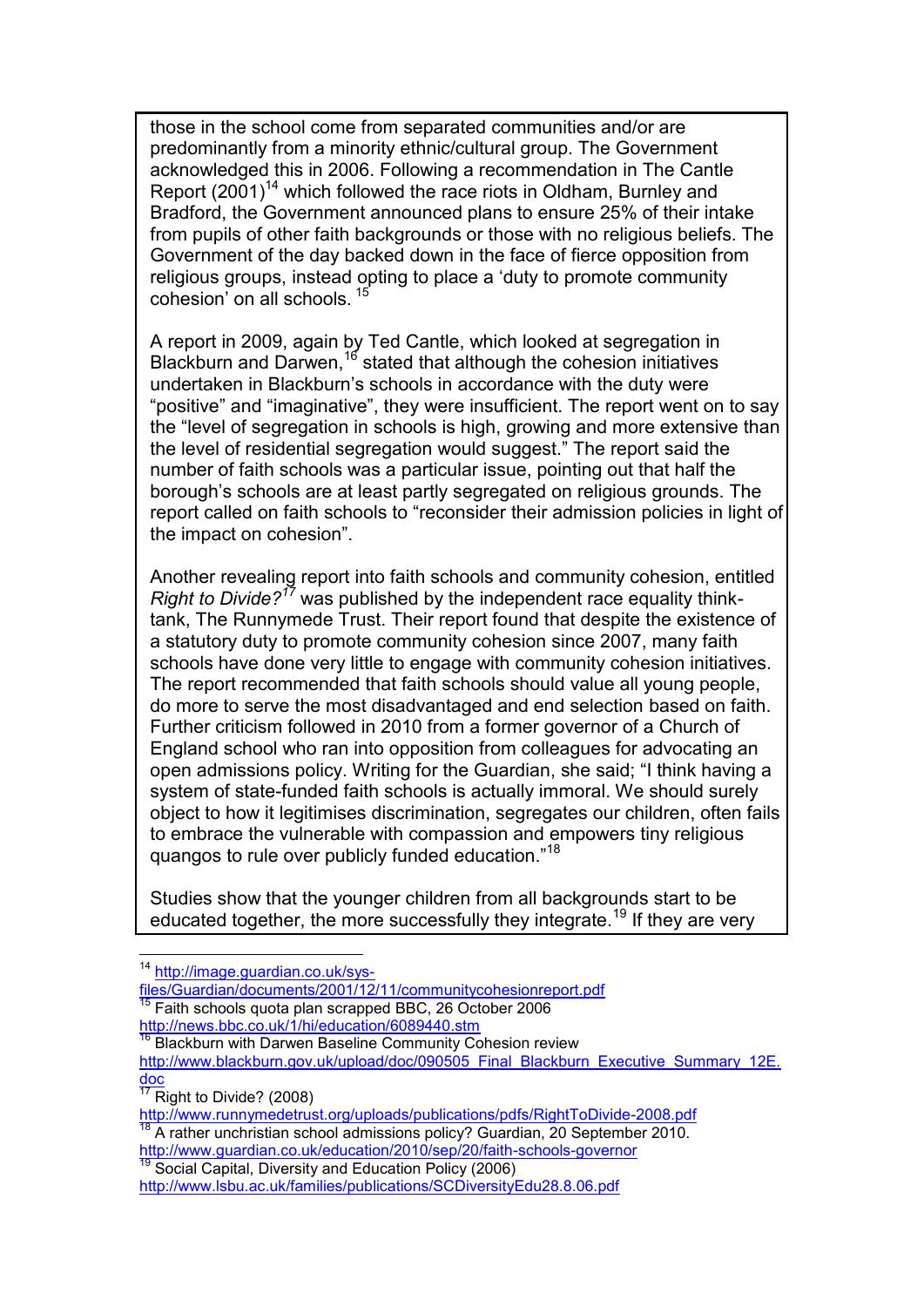those in the school come from separated communities and/or are predominantly from a minority ethnic/cultural group. The Government acknowledged this in 2006. Following a recommendation in The Cantle Report (2001)[14] which followed the race riots in Oldham, Burnley and Bradford, the Government announced plans to ensure 25% of their intake from pupils of other faith backgrounds or those with no religious beliefs. The Government of the day backed down in the face of fierce opposition from religious groups, instead opting to place a 'duty to promote community cohesion' on all schools. [15]

A report in 2009, again by Ted Cantle, which looked at segregation in Blackburn and Darwen,[16] stated that although the cohesion initiatives undertaken in Blackburn's schools in accordance with the duty were "positive" and "imaginative", they were insufficient. The report went on to say the "level of segregation in schools is high, growing and more extensive than the level of residential segregation would suggest." The report said the number of faith schools was a particular issue, pointing out that half the borough's schools are at least partly segregated on religious grounds. The report called on faith schools to "reconsider their admission policies in light of the impact on cohesion".

Another revealing report into faith schools and community cohesion, entitled *Right to Divide?*[17] was published by the independent race equality think-tank, The Runnymede Trust. Their report found that despite the existence of a statutory duty to promote community cohesion since 2007, many faith schools have done very little to engage with community cohesion initiatives. The report recommended that faith schools should value all young people, do more to serve the most disadvantaged and end selection based on faith. Further criticism followed in 2010 from a former governor of a Church of England school who ran into opposition from colleagues for advocating an open admissions policy. Writing for the Guardian, she said; "I think having a system of state-funded faith schools is actually immoral. We should surely object to how it legitimises discrimination, segregates our children, often fails to embrace the vulnerable with compassion and empowers tiny religious quangos to rule over publicly funded education."[18]

Studies show that the younger children from all backgrounds start to be educated together, the more successfully they integrate.[19] If they are very

---

[14] http://image.guardian.co.uk/sys-files/Guardian/documents/2001/12/11/communitycohesionreport.pdf

[15] Faith schools quota plan scrapped BBC, 26 October 2006 http://news.bbc.co.uk/1/hi/education/6089440.stm

[16] Blackburn with Darwen Baseline Community Cohesion review http://www.blackburn.gov.uk/upload/doc/090505_Final_Blackburn_Executive_Summary_12E.doc

[17] Right to Divide? (2008) http://www.runnymedetrust.org/uploads/publications/pdfs/RightToDivide-2008.pdf

[18] A rather unchristian school admissions policy? Guardian, 20 September 2010. http://www.guardian.co.uk/education/2010/sep/20/faith-schools-governor

[19] Social Capital, Diversity and Education Policy (2006) http://www.lsbu.ac.uk/families/publications/SCDiversityEdu28.8.06.pdf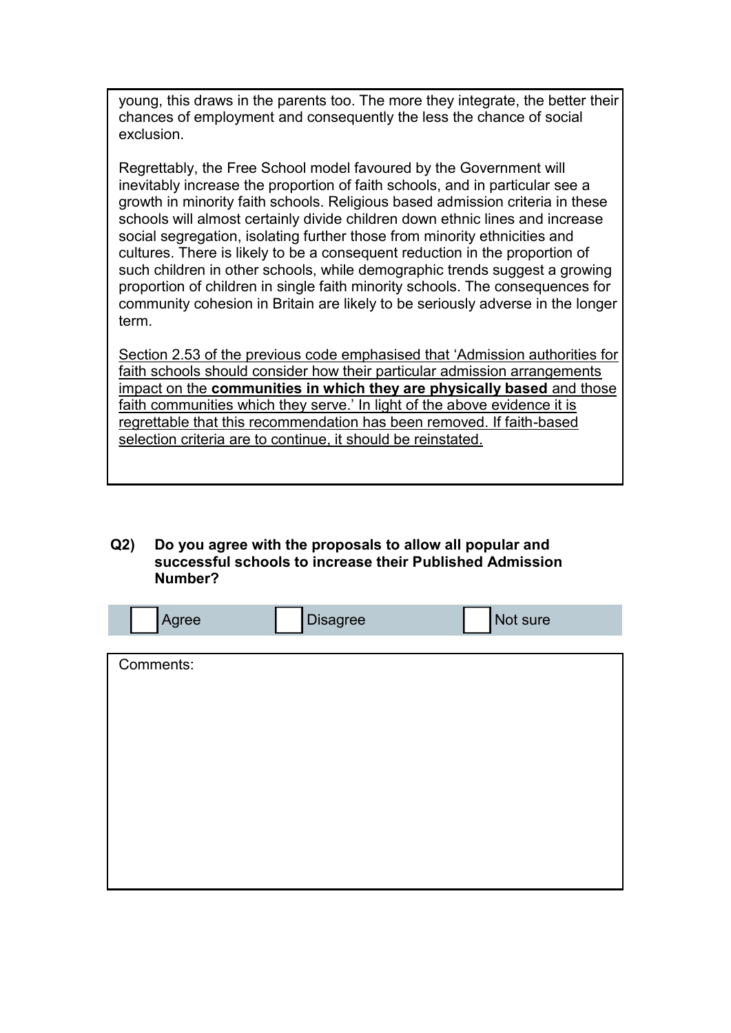young, this draws in the parents too. The more they integrate, the better their chances of employment and consequently the less the chance of social exclusion.

Regrettably, the Free School model favoured by the Government will inevitably increase the proportion of faith schools, and in particular see a growth in minority faith schools. Religious based admission criteria in these schools will almost certainly divide children down ethnic lines and increase social segregation, isolating further those from minority ethnicities and cultures. There is likely to be a consequent reduction in the proportion of such children in other schools, while demographic trends suggest a growing proportion of children in single faith minority schools. The consequences for community cohesion in Britain are likely to be seriously adverse in the longer term.

<u>Section 2.53 of the previous code emphasised that 'Admission authorities for faith schools should consider how their particular admission arrangements impact on the **communities in which they are physically based** and those faith communities which they serve.' In light of the above evidence it is regrettable that this recommendation has been removed. If faith-based selection criteria are to continue, it should be reinstated.</u>

**Q2) Do you agree with the proposals to allow all popular and successful schools to increase their Published Admission Number?**

☐ Agree ☐ Disagree ☐ Not sure

Comments: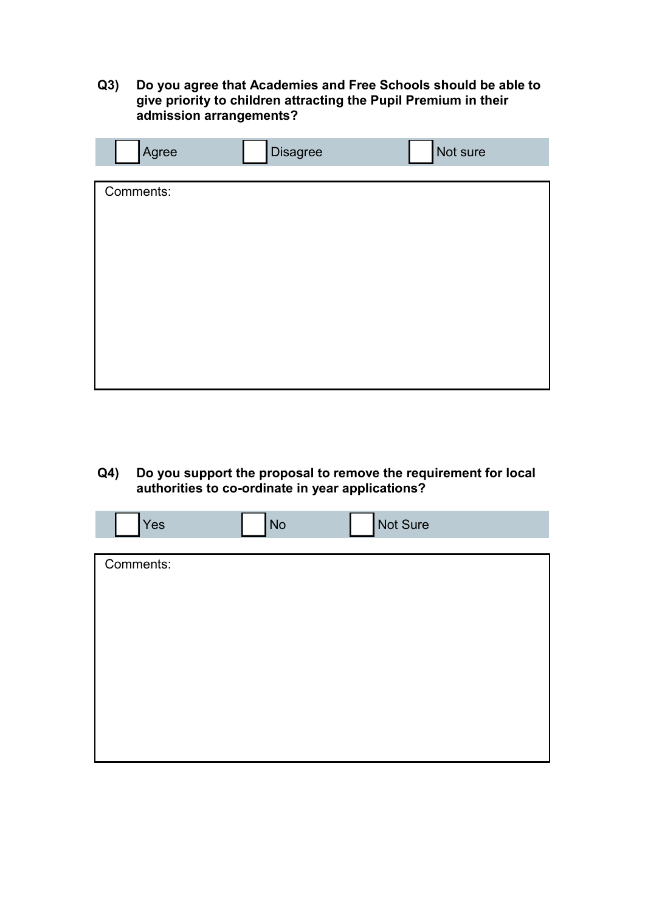**Q3) Do you agree that Academies and Free Schools should be able to give priority to children attracting the Pupil Premium in their admission arrangements?**

| ☐ Agree | ☐ Disagree | ☐ Not sure |
|---|---|---|

Comments:

**Q4) Do you support the proposal to remove the requirement for local authorities to co-ordinate in year applications?**

| ☐ Yes | ☐ No | ☐ Not Sure |
|---|---|---|

Comments: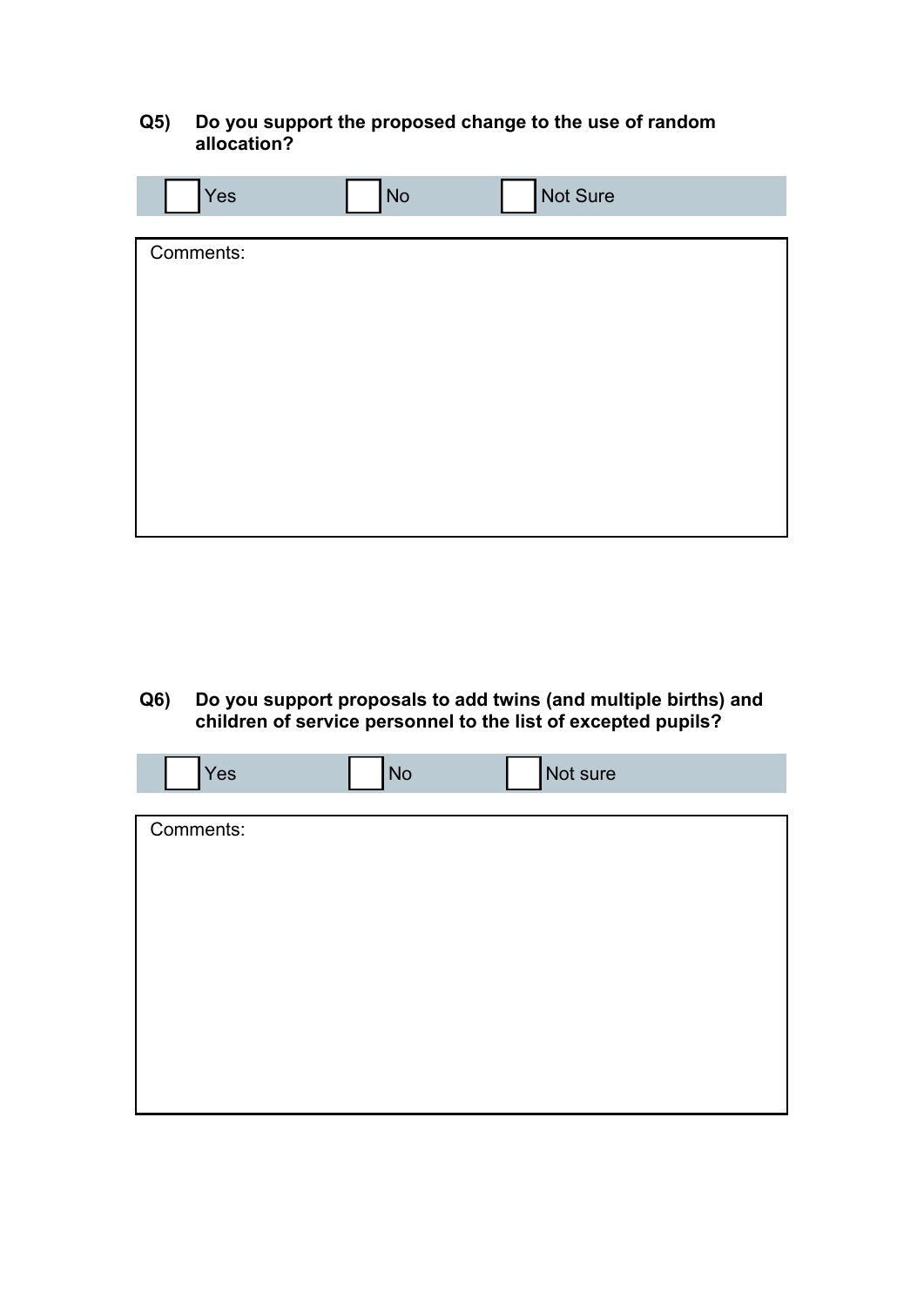**Q5) Do you support the proposed change to the use of random allocation?**

☐ Yes ☐ No ☐ Not Sure

Comments:

**Q6) Do you support proposals to add twins (and multiple births) and children of service personnel to the list of excepted pupils?**

☐ Yes ☐ No ☐ Not sure

Comments: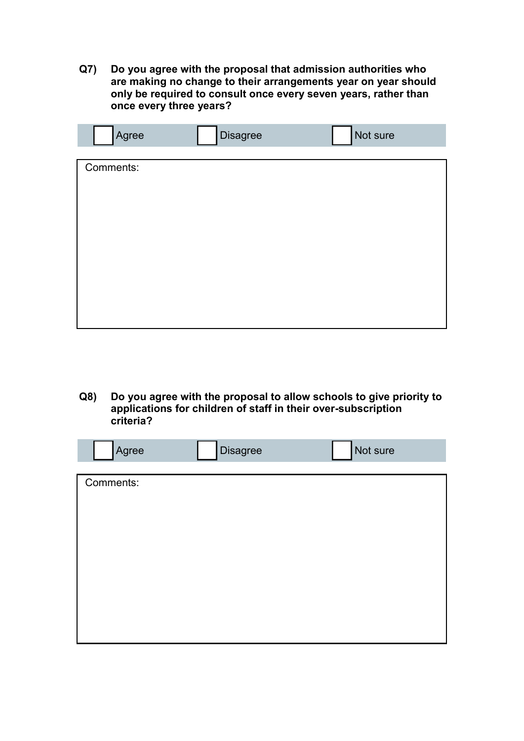**Q7) Do you agree with the proposal that admission authorities who are making no change to their arrangements year on year should only be required to consult once every seven years, rather than once every three years?**

| ☐ Agree | ☐ Disagree | ☐ Not sure |
|---|---|---|

| Comments: |
|---|
| |

**Q8) Do you agree with the proposal to allow schools to give priority to applications for children of staff in their over-subscription criteria?**

| ☐ Agree | ☐ Disagree | ☐ Not sure |
|---|---|---|

| Comments: |
|---|
| |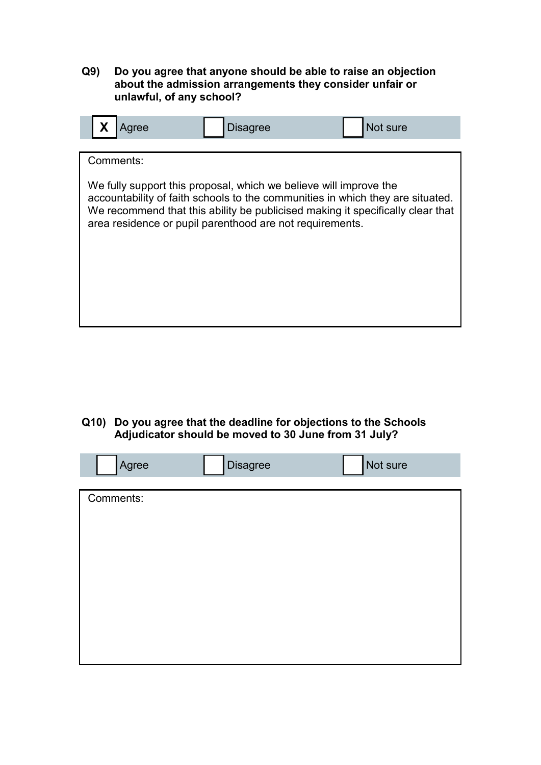**Q9) Do you agree that anyone should be able to raise an objection about the admission arrangements they consider unfair or unlawful, of any school?**

| X | Agree | | Disagree | | Not sure |
|---|---|---|---|---|---|

Comments:

We fully support this proposal, which we believe will improve the accountability of faith schools to the communities in which they are situated. We recommend that this ability be publicised making it specifically clear that area residence or pupil parenthood are not requirements.

**Q10) Do you agree that the deadline for objections to the Schools Adjudicator should be moved to 30 June from 31 July?**

| | Agree | | Disagree | | Not sure |
|---|---|---|---|---|---|

Comments: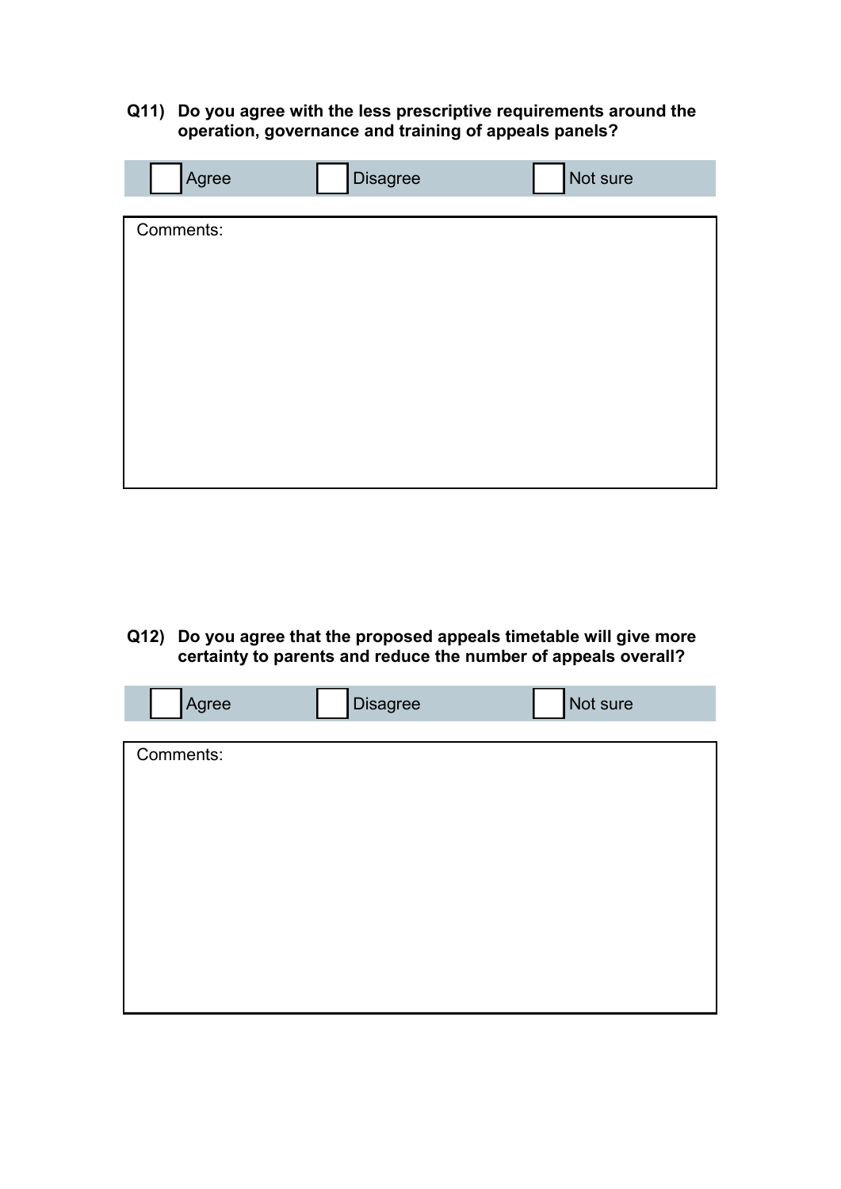**Q11) Do you agree with the less prescriptive requirements around the operation, governance and training of appeals panels?**

☐ Agree ☐ Disagree ☐ Not sure

Comments:

**Q12) Do you agree that the proposed appeals timetable will give more certainty to parents and reduce the number of appeals overall?**

☐ Agree ☐ Disagree ☐ Not sure

Comments: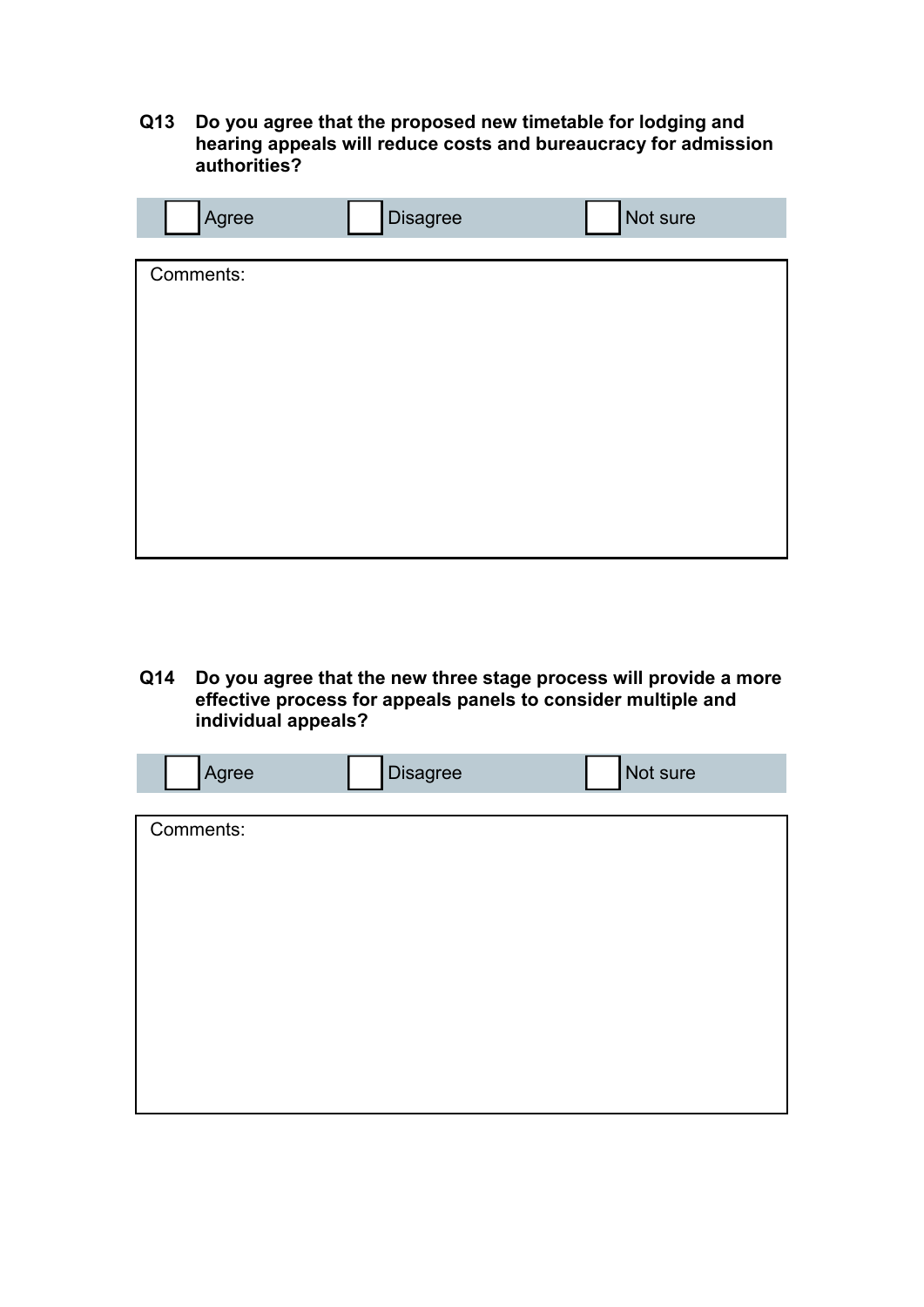**Q13 Do you agree that the proposed new timetable for lodging and hearing appeals will reduce costs and bureaucracy for admission authorities?**

| ☐ Agree | ☐ Disagree | ☐ Not sure |
|---|---|---|

Comments:

**Q14 Do you agree that the new three stage process will provide a more effective process for appeals panels to consider multiple and individual appeals?**

| ☐ Agree | ☐ Disagree | ☐ Not sure |
|---|---|---|

Comments: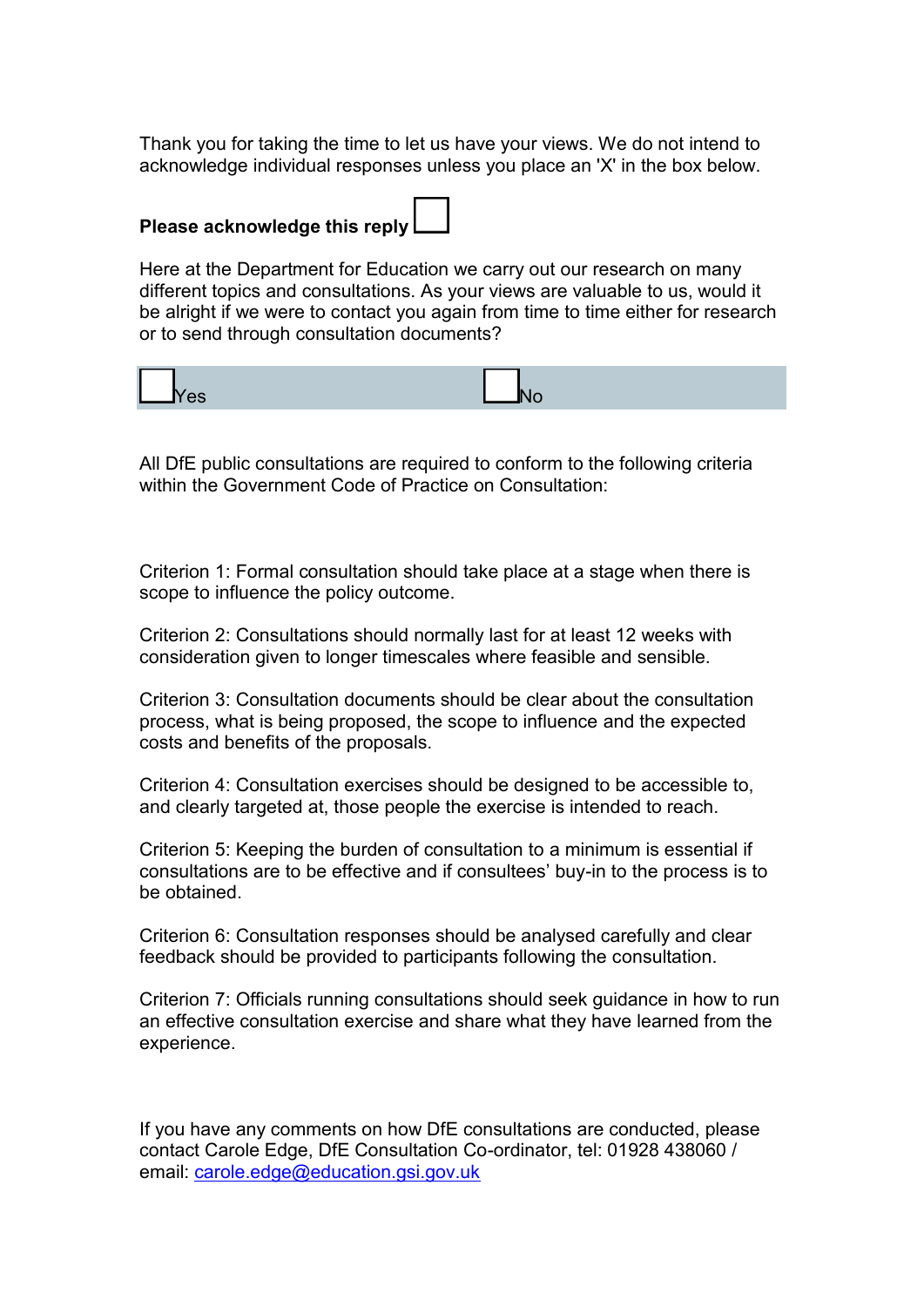Thank you for taking the time to let us have your views. We do not intend to acknowledge individual responses unless you place an 'X' in the box below.

**Please acknowledge this reply** ☐

Here at the Department for Education we carry out our research on many different topics and consultations. As your views are valuable to us, would it be alright if we were to contact you again from time to time either for research or to send through consultation documents?

☐ Yes ☐ No

All DfE public consultations are required to conform to the following criteria within the Government Code of Practice on Consultation:

Criterion 1: Formal consultation should take place at a stage when there is scope to influence the policy outcome.

Criterion 2: Consultations should normally last for at least 12 weeks with consideration given to longer timescales where feasible and sensible.

Criterion 3: Consultation documents should be clear about the consultation process, what is being proposed, the scope to influence and the expected costs and benefits of the proposals.

Criterion 4: Consultation exercises should be designed to be accessible to, and clearly targeted at, those people the exercise is intended to reach.

Criterion 5: Keeping the burden of consultation to a minimum is essential if consultations are to be effective and if consultees' buy-in to the process is to be obtained.

Criterion 6: Consultation responses should be analysed carefully and clear feedback should be provided to participants following the consultation.

Criterion 7: Officials running consultations should seek guidance in how to run an effective consultation exercise and share what they have learned from the experience.

If you have any comments on how DfE consultations are conducted, please contact Carole Edge, DfE Consultation Co-ordinator, tel: 01928 438060 / email: carole.edge@education.gsi.gov.uk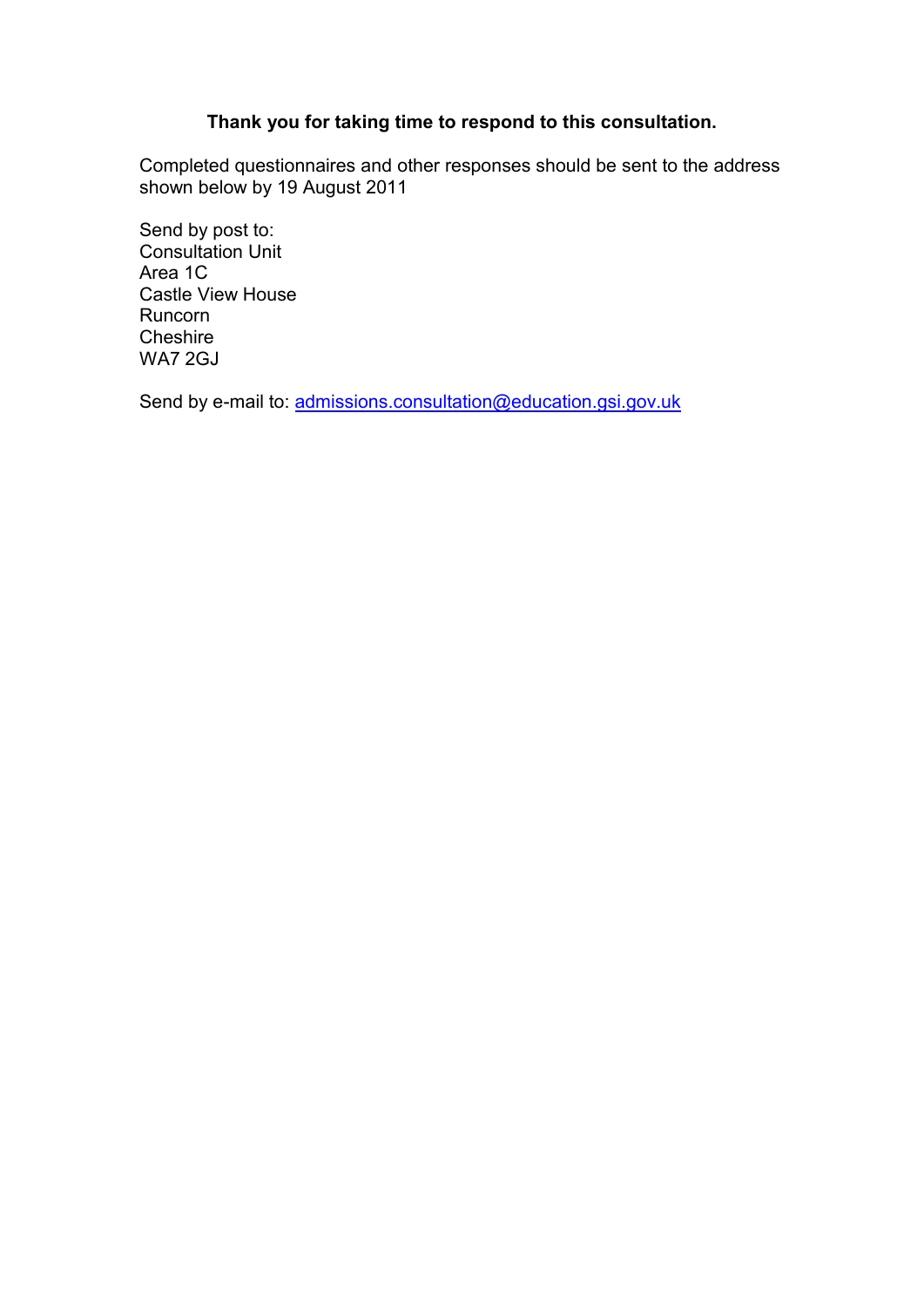**Thank you for taking time to respond to this consultation.**

Completed questionnaires and other responses should be sent to the address shown below by 19 August 2011

Send by post to:
Consultation Unit
Area 1C
Castle View House
Runcorn
Cheshire
WA7 2GJ

Send by e-mail to: admissions.consultation@education.gsi.gov.uk